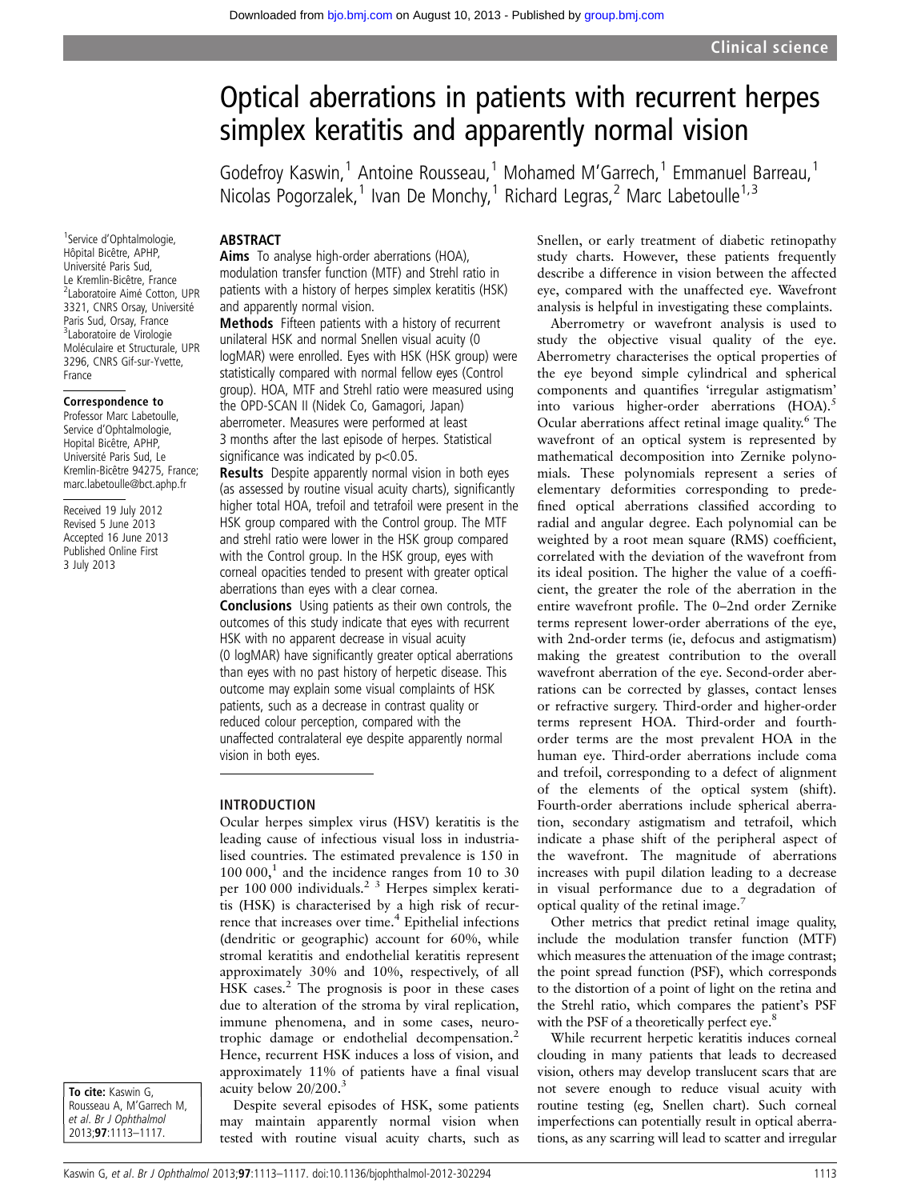# Optical aberrations in patients with recurrent herpes simplex keratitis and apparently normal vision

Godefroy Kaswin,[1] Antoine Rousseau,[1] Mohamed M'Garrech,[1] Emmanuel Barreau,[1] Nicolas Pogorzalek,[1] Ivan De Monchy,[1] Richard Legras,[2] Marc Labetoulle[1,3]

[1]Service d'Ophtalmologie, Hôpital Bicêtre, APHP, Université Paris Sud, Le Kremlin-Bicêtre, France
[2]Laboratoire Aimé Cotton, UPR 3321, CNRS Orsay, Université Paris Sud, Orsay, France
[3]Laboratoire de Virologie Moléculaire et Structurale, UPR 3296, CNRS Gif-sur-Yvette, France

**Correspondence to**
Professor Marc Labetoulle, Service d'Ophtalmologie, Hopital Bicêtre, APHP, Université Paris Sud, Le Kremlin-Bicêtre 94275, France; marc.labetoulle@bct.aphp.fr

Received 19 July 2012
Revised 5 June 2013
Accepted 16 June 2013
Published Online First 3 July 2013

**To cite:** Kaswin G, Rousseau A, M'Garrech M, et al. Br J Ophthalmol 2013;**97**:1113–1117.

## ABSTRACT

**Aims** To analyse high-order aberrations (HOA), modulation transfer function (MTF) and Strehl ratio in patients with a history of herpes simplex keratitis (HSK) and apparently normal vision.

**Methods** Fifteen patients with a history of recurrent unilateral HSK and normal Snellen visual acuity (0 logMAR) were enrolled. Eyes with HSK (HSK group) were statistically compared with normal fellow eyes (Control group). HOA, MTF and Strehl ratio were measured using the OPD-SCAN II (Nidek Co, Gamagori, Japan) aberrometer. Measures were performed at least 3 months after the last episode of herpes. Statistical significance was indicated by $p<0.05$.

**Results** Despite apparently normal vision in both eyes (as assessed by routine visual acuity charts), significantly higher total HOA, trefoil and tetrafoil were present in the HSK group compared with the Control group. The MTF and strehl ratio were lower in the HSK group compared with the Control group. In the HSK group, eyes with corneal opacities tended to present with greater optical aberrations than eyes with a clear cornea.

**Conclusions** Using patients as their own controls, the outcomes of this study indicate that eyes with recurrent HSK with no apparent decrease in visual acuity (0 logMAR) have significantly greater optical aberrations than eyes with no past history of herpetic disease. This outcome may explain some visual complaints of HSK patients, such as a decrease in contrast quality or reduced colour perception, compared with the unaffected contralateral eye despite apparently normal vision in both eyes.

## INTRODUCTION

Ocular herpes simplex virus (HSV) keratitis is the leading cause of infectious visual loss in industrialised countries. The estimated prevalence is 150 in 100 000,[1] and the incidence ranges from 10 to 30 per 100 000 individuals.[2 3] Herpes simplex keratitis (HSK) is characterised by a high risk of recurrence that increases over time.[4] Epithelial infections (dendritic or geographic) account for 60%, while stromal keratitis and endothelial keratitis represent approximately 30% and 10%, respectively, of all HSK cases.[2] The prognosis is poor in these cases due to alteration of the stroma by viral replication, immune phenomena, and in some cases, neurotrophic damage or endothelial decompensation.[2] Hence, recurrent HSK induces a loss of vision, and approximately 11% of patients have a final visual acuity below 20/200.[3]

Despite several episodes of HSK, some patients may maintain apparently normal vision when tested with routine visual acuity charts, such as Snellen, or early treatment of diabetic retinopathy study charts. However, these patients frequently describe a difference in vision between the affected eye, compared with the unaffected eye. Wavefront analysis is helpful in investigating these complaints.

Aberrometry or wavefront analysis is used to study the objective visual quality of the eye. Aberrometry characterises the optical properties of the eye beyond simple cylindrical and spherical components and quantifies 'irregular astigmatism' into various higher-order aberrations (HOA).[5] Ocular aberrations affect retinal image quality.[6] The wavefront of an optical system is represented by mathematical decomposition into Zernike polynomials. These polynomials represent a series of elementary deformities corresponding to predefined optical aberrations classified according to radial and angular degree. Each polynomial can be weighted by a root mean square (RMS) coefficient, correlated with the deviation of the wavefront from its ideal position. The higher the value of a coefficient, the greater the role of the aberration in the entire wavefront profile. The 0–2nd order Zernike terms represent lower-order aberrations of the eye, with 2nd-order terms (ie, defocus and astigmatism) making the greatest contribution to the overall wavefront aberration of the eye. Second-order aberrations can be corrected by glasses, contact lenses or refractive surgery. Third-order and higher-order terms represent HOA. Third-order and fourth-order terms are the most prevalent HOA in the human eye. Third-order aberrations include coma and trefoil, corresponding to a defect of alignment of the elements of the optical system (shift). Fourth-order aberrations include spherical aberration, secondary astigmatism and tetrafoil, which indicate a phase shift of the peripheral aspect of the wavefront. The magnitude of aberrations increases with pupil dilation leading to a decrease in visual performance due to a degradation of optical quality of the retinal image.[7]

Other metrics that predict retinal image quality, include the modulation transfer function (MTF) which measures the attenuation of the image contrast; the point spread function (PSF), which corresponds to the distortion of a point of light on the retina and the Strehl ratio, which compares the patient's PSF with the PSF of a theoretically perfect eye.[8]

While recurrent herpetic keratitis induces corneal clouding in many patients that leads to decreased vision, others may develop translucent scars that are not severe enough to reduce visual acuity with routine testing (eg, Snellen chart). Such corneal imperfections can potentially result in optical aberrations, as any scarring will lead to scatter and irregular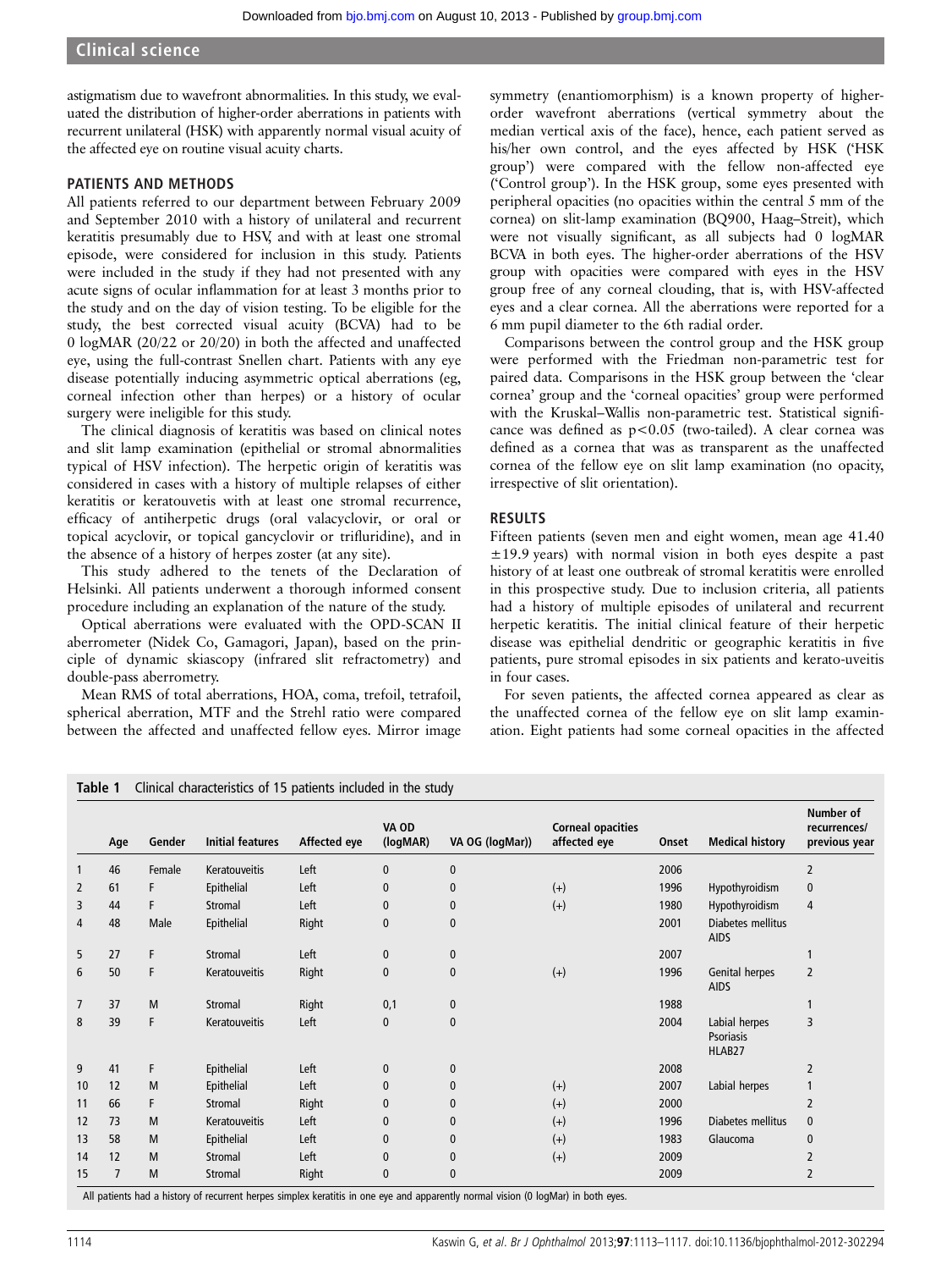astigmatism due to wavefront abnormalities. In this study, we evaluated the distribution of higher-order aberrations in patients with recurrent unilateral (HSK) with apparently normal visual acuity of the affected eye on routine visual acuity charts.

## PATIENTS AND METHODS

All patients referred to our department between February 2009 and September 2010 with a history of unilateral and recurrent keratitis presumably due to HSV, and with at least one stromal episode, were considered for inclusion in this study. Patients were included in the study if they had not presented with any acute signs of ocular inflammation for at least 3 months prior to the study and on the day of vision testing. To be eligible for the study, the best corrected visual acuity (BCVA) had to be 0 logMAR (20/22 or 20/20) in both the affected and unaffected eye, using the full-contrast Snellen chart. Patients with any eye disease potentially inducing asymmetric optical aberrations (eg, corneal infection other than herpes) or a history of ocular surgery were ineligible for this study.

The clinical diagnosis of keratitis was based on clinical notes and slit lamp examination (epithelial or stromal abnormalities typical of HSV infection). The herpetic origin of keratitis was considered in cases with a history of multiple relapses of either keratitis or keratouveitis with at least one stromal recurrence, efficacy of antiherpetic drugs (oral valacyclovir, or oral or topical acyclovir, or topical gancyclovir or trifluridine), and in the absence of a history of herpes zoster (at any site).

This study adhered to the tenets of the Declaration of Helsinki. All patients underwent a thorough informed consent procedure including an explanation of the nature of the study.

Optical aberrations were evaluated with the OPD-SCAN II aberrometer (Nidek Co, Gamagori, Japan), based on the principle of dynamic skiascopy (infrared slit refractometry) and double-pass aberrometry.

Mean RMS of total aberrations, HOA, coma, trefoil, tetrafoil, spherical aberration, MTF and the Strehl ratio were compared between the affected and unaffected fellow eyes. Mirror image symmetry (enantiomorphism) is a known property of higher-order wavefront aberrations (vertical symmetry about the median vertical axis of the face), hence, each patient served as his/her own control, and the eyes affected by HSK ('HSK group') were compared with the fellow non-affected eye ('Control group'). In the HSK group, some eyes presented with peripheral opacities (no opacities within the central 5 mm of the cornea) on slit-lamp examination (BQ900, Haag–Streit), which were not visually significant, as all subjects had 0 logMAR BCVA in both eyes. The higher-order aberrations of the HSV group with opacities were compared with eyes in the HSV group free of any corneal clouding, that is, with HSV-affected eyes and a clear cornea. All the aberrations were reported for a 6 mm pupil diameter to the 6th radial order.

Comparisons between the control group and the HSK group were performed with the Friedman non-parametric test for paired data. Comparisons in the HSK group between the 'clear cornea' group and the 'corneal opacities' group were performed with the Kruskal–Wallis non-parametric test. Statistical significance was defined as $p<0.05$ (two-tailed). A clear cornea was defined as a cornea that was as transparent as the unaffected cornea of the fellow eye on slit lamp examination (no opacity, irrespective of slit orientation).

## RESULTS

Fifteen patients (seven men and eight women, mean age 41.40 ±19.9 years) with normal vision in both eyes despite a past history of at least one outbreak of stromal keratitis were enrolled in this prospective study. Due to inclusion criteria, all patients had a history of multiple episodes of unilateral and recurrent herpetic keratitis. The initial clinical feature of their herpetic disease was epithelial dendritic or geographic keratitis in five patients, pure stromal episodes in six patients and kerato-uveitis in four cases.

For seven patients, the affected cornea appeared as clear as the unaffected cornea of the fellow eye on slit lamp examination. Eight patients had some corneal opacities in the affected

**Table 1** Clinical characteristics of 15 patients included in the study

| | Age | Gender | Initial features | Affected eye | VA OD (logMAR) | VA OG (logMar)) | Corneal opacities affected eye | Onset | Medical history | Number of recurrences/ previous year |
|---|---|---|---|---|---|---|---|---|---|---|
| 1 | 46 | Female | Keratouveitis | Left | 0 | 0 | | 2006 | | 2 |
| 2 | 61 | F | Epithelial | Left | 0 | 0 | (+) | 1996 | Hypothyroidism | 0 |
| 3 | 44 | F | Stromal | Left | 0 | 0 | (+) | 1980 | Hypothyroidism | 4 |
| 4 | 48 | Male | Epithelial | Right | 0 | 0 | | 2001 | Diabetes mellitus AIDS | |
| 5 | 27 | F | Stromal | Left | 0 | 0 | | 2007 | | 1 |
| 6 | 50 | F | Keratouveitis | Right | 0 | 0 | (+) | 1996 | Genital herpes AIDS | 2 |
| 7 | 37 | M | Stromal | Right | 0,1 | 0 | | 1988 | | 1 |
| 8 | 39 | F | Keratouveitis | Left | 0 | 0 | | 2004 | Labial herpes Psoriasis HLAB27 | 3 |
| 9 | 41 | F | Epithelial | Left | 0 | 0 | | 2008 | | 2 |
| 10 | 12 | M | Epithelial | Left | 0 | 0 | (+) | 2007 | Labial herpes | 1 |
| 11 | 66 | F | Stromal | Right | 0 | 0 | (+) | 2000 | | 2 |
| 12 | 73 | M | Keratouveitis | Left | 0 | 0 | (+) | 1996 | Diabetes mellitus | 0 |
| 13 | 58 | M | Epithelial | Left | 0 | 0 | (+) | 1983 | Glaucoma | 0 |
| 14 | 12 | M | Stromal | Left | 0 | 0 | (+) | 2009 | | 2 |
| 15 | 7 | M | Stromal | Right | 0 | 0 | | 2009 | | 2 |

All patients had a history of recurrent herpes simplex keratitis in one eye and apparently normal vision (0 logMar) in both eyes.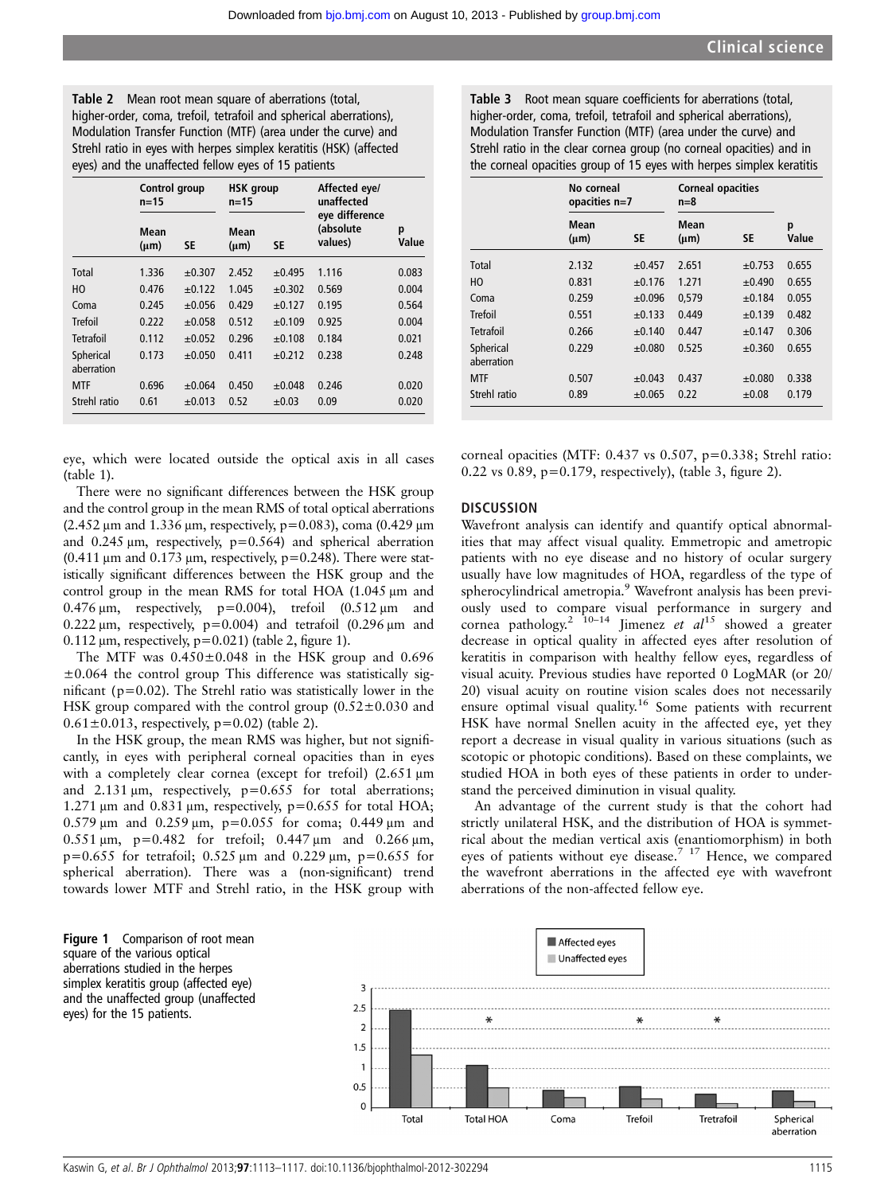**Table 2** Mean root mean square of aberrations (total, higher-order, coma, trefoil, tetrafoil and spherical aberrations), Modulation Transfer Function (MTF) (area under the curve) and Strehl ratio in eyes with herpes simplex keratitis (HSK) (affected eyes) and the unaffected fellow eyes of 15 patients

| | Control group n=15 | | HSK group n=15 | | Affected eye/ unaffected eye difference (absolute values) | p Value |
|---|---|---|---|---|---|---|
| | Mean (μm) | SE | Mean (μm) | SE | | |
| Total | 1.336 | ±0.307 | 2.452 | ±0.495 | 1.116 | 0.083 |
| HO | 0.476 | ±0.122 | 1.045 | ±0.302 | 0.569 | 0.004 |
| Coma | 0.245 | ±0.056 | 0.429 | ±0.127 | 0.195 | 0.564 |
| Trefoil | 0.222 | ±0.058 | 0.512 | ±0.109 | 0.925 | 0.004 |
| Tetrafoil | 0.112 | ±0.052 | 0.296 | ±0.108 | 0.184 | 0.021 |
| Spherical aberration | 0.173 | ±0.050 | 0.411 | ±0.212 | 0.238 | 0.248 |
| MTF | 0.696 | ±0.064 | 0.450 | ±0.048 | 0.246 | 0.020 |
| Strehl ratio | 0.61 | ±0.013 | 0.52 | ±0.03 | 0.09 | 0.020 |

eye, which were located outside the optical axis in all cases (table 1).

There were no significant differences between the HSK group and the control group in the mean RMS of total optical aberrations (2.452 μm and 1.336 μm, respectively, p=0.083), coma (0.429 μm and 0.245 μm, respectively, p=0.564) and spherical aberration (0.411 μm and 0.173 μm, respectively, p=0.248). There were statistically significant differences between the HSK group and the control group in the mean RMS for total HOA (1.045 μm and 0.476 μm, respectively, p=0.004), trefoil (0.512 μm and 0.222 μm, respectively, p=0.004) and tetrafoil (0.296 μm and 0.112 μm, respectively, p=0.021) (table 2, figure 1).

The MTF was 0.450±0.048 in the HSK group and 0.696 ±0.064 the control group This difference was statistically significant (p=0.02). The Strehl ratio was statistically lower in the HSK group compared with the control group (0.52±0.030 and 0.61±0.013, respectively, p=0.02) (table 2).

In the HSK group, the mean RMS was higher, but not significantly, in eyes with peripheral corneal opacities than in eyes with a completely clear cornea (except for trefoil) (2.651 μm and 2.131 μm, respectively, p=0.655 for total aberrations; 1.271 μm and 0.831 μm, respectively, p=0.655 for total HOA; 0.579 μm and 0.259 μm, p=0.055 for coma; 0.449 μm and 0.551 μm, p=0.482 for trefoil; 0.447 μm and 0.266 μm, p=0.655 for tetrafoil; 0.525 μm and 0.229 μm, p=0.655 for spherical aberration). There was a (non-significant) trend towards lower MTF and Strehl ratio, in the HSK group with

**Table 3** Root mean square coefficients for aberrations (total, higher-order, coma, trefoil, tetrafoil and spherical aberrations), Modulation Transfer Function (MTF) (area under the curve) and Strehl ratio in the clear cornea group (no corneal opacities) and in the corneal opacities group of 15 eyes with herpes simplex keratitis

| | No corneal opacities n=7 | | Corneal opacities n=8 | | p Value |
|---|---|---|---|---|---|
| | Mean (μm) | SE | Mean (μm) | SE | |
| Total | 2.132 | ±0.457 | 2.651 | ±0.753 | 0.655 |
| HO | 0.831 | ±0.176 | 1.271 | ±0.490 | 0.655 |
| Coma | 0.259 | ±0.096 | 0,579 | ±0.184 | 0.055 |
| Trefoil | 0.551 | ±0.133 | 0.449 | ±0.139 | 0.482 |
| Tetrafoil | 0.266 | ±0.140 | 0.447 | ±0.147 | 0.306 |
| Spherical aberration | 0.229 | ±0.080 | 0.525 | ±0.360 | 0.655 |
| MTF | 0.507 | ±0.043 | 0.437 | ±0.080 | 0.338 |
| Strehl ratio | 0.89 | ±0.065 | 0.22 | ±0.08 | 0.179 |

corneal opacities (MTF: 0.437 vs 0.507, p=0.338; Strehl ratio: 0.22 vs 0.89, p=0.179, respectively), (table 3, figure 2).

## DISCUSSION

Wavefront analysis can identify and quantify optical abnormalities that may affect visual quality. Emmetropic and ametropic patients with no eye disease and no history of ocular surgery usually have low magnitudes of HOA, regardless of the type of spherocylindrical ametropia.[9] Wavefront analysis has been previously used to compare visual performance in surgery and cornea pathology.[2 10–14] Jimenez *et al*[15] showed a greater decrease in optical quality in affected eyes after resolution of keratitis in comparison with healthy fellow eyes, regardless of visual acuity. Previous studies have reported 0 LogMAR (or 20/20) visual acuity on routine vision scales does not necessarily ensure optimal visual quality.[16] Some patients with recurrent HSK have normal Snellen acuity in the affected eye, yet they report a decrease in visual quality in various situations (such as scotopic or photopic conditions). Based on these complaints, we studied HOA in both eyes of these patients in order to understand the perceived diminution in visual quality.

An advantage of the current study is that the cohort had strictly unilateral HSK, and the distribution of HOA is symmetrical about the median vertical axis (enantiomorphism) in both eyes of patients without eye disease.[7 17] Hence, we compared the wavefront aberrations in the affected eye with wavefront aberrations of the non-affected fellow eye.

**Figure 1** Comparison of root mean square of the various optical aberrations studied in the herpes simplex keratitis group (affected eye) and the unaffected group (unaffected eyes) for the 15 patients.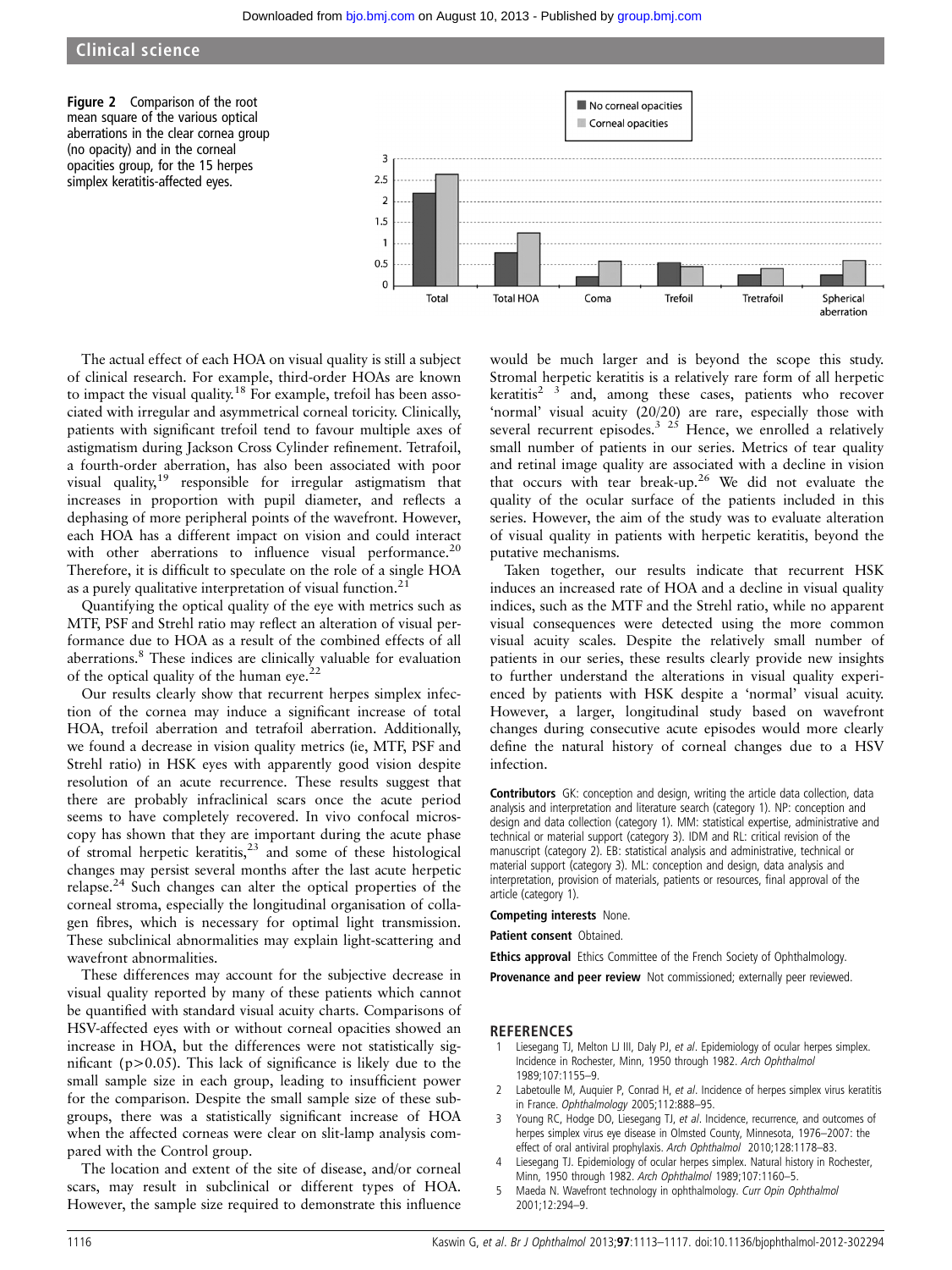**Figure 2** Comparison of the root mean square of the various optical aberrations in the clear cornea group (no opacity) and in the corneal opacities group, for the 15 herpes simplex keratitis-affected eyes.

The actual effect of each HOA on visual quality is still a subject of clinical research. For example, third-order HOAs are known to impact the visual quality.[18] For example, trefoil has been associated with irregular and asymmetrical corneal toricity. Clinically, patients with significant trefoil tend to favour multiple axes of astigmatism during Jackson Cross Cylinder refinement. Tetrafoil, a fourth-order aberration, has also been associated with poor visual quality,[19] responsible for irregular astigmatism that increases in proportion with pupil diameter, and reflects a dephasing of more peripheral points of the wavefront. However, each HOA has a different impact on vision and could interact with other aberrations to influence visual performance.[20] Therefore, it is difficult to speculate on the role of a single HOA as a purely qualitative interpretation of visual function.[21]

Quantifying the optical quality of the eye with metrics such as MTF, PSF and Strehl ratio may reflect an alteration of visual performance due to HOA as a result of the combined effects of all aberrations.[8] These indices are clinically valuable for evaluation of the optical quality of the human eye.[22]

Our results clearly show that recurrent herpes simplex infection of the cornea may induce a significant increase of total HOA, trefoil aberration and tetrafoil aberration. Additionally, we found a decrease in vision quality metrics (ie, MTF, PSF and Strehl ratio) in HSK eyes with apparently good vision despite resolution of an acute recurrence. These results suggest that there are probably infraclinical scars once the acute period seems to have completely recovered. In vivo confocal microscopy has shown that they are important during the acute phase of stromal herpetic keratitis,[23] and some of these histological changes may persist several months after the last acute herpetic relapse.[24] Such changes can alter the optical properties of the corneal stroma, especially the longitudinal organisation of collagen fibres, which is necessary for optimal light transmission. These subclinical abnormalities may explain light-scattering and wavefront abnormalities.

These differences may account for the subjective decrease in visual quality reported by many of these patients which cannot be quantified with standard visual acuity charts. Comparisons of HSV-affected eyes with or without corneal opacities showed an increase in HOA, but the differences were not statistically significant ($p>0.05$). This lack of significance is likely due to the small sample size in each group, leading to insufficient power for the comparison. Despite the small sample size of these subgroups, there was a statistically significant increase of HOA when the affected corneas were clear on slit-lamp analysis compared with the Control group.

The location and extent of the site of disease, and/or corneal scars, may result in subclinical or different types of HOA. However, the sample size required to demonstrate this influence would be much larger and is beyond the scope this study. Stromal herpetic keratitis is a relatively rare form of all herpetic keratitis[2,3] and, among these cases, patients who recover 'normal' visual acuity (20/20) are rare, especially those with several recurrent episodes.[3,25] Hence, we enrolled a relatively small number of patients in our series. Metrics of tear quality and retinal image quality are associated with a decline in vision that occurs with tear break-up.[26] We did not evaluate the quality of the ocular surface of the patients included in this series. However, the aim of the study was to evaluate alteration of visual quality in patients with herpetic keratitis, beyond the putative mechanisms.

Taken together, our results indicate that recurrent HSK induces an increased rate of HOA and a decline in visual quality indices, such as the MTF and the Strehl ratio, while no apparent visual consequences were detected using the more common visual acuity scales. Despite the relatively small number of patients in our series, these results clearly provide new insights to further understand the alterations in visual quality experienced by patients with HSK despite a 'normal' visual acuity. However, a larger, longitudinal study based on wavefront changes during consecutive acute episodes would more clearly define the natural history of corneal changes due to a HSV infection.

**Contributors** GK: conception and design, writing the article data collection, data analysis and interpretation and literature search (category 1). NP: conception and design and data collection (category 1). MM: statistical expertise, administrative and technical or material support (category 3). IDM and RL: critical revision of the manuscript (category 2). EB: statistical analysis and administrative, technical or material support (category 3). ML: conception and design, data analysis and interpretation, provision of materials, patients or resources, final approval of the article (category 1).

**Competing interests** None.

**Patient consent** Obtained.

**Ethics approval** Ethics Committee of the French Society of Ophthalmology.

**Provenance and peer review** Not commissioned; externally peer reviewed.

## REFERENCES

1. Liesegang TJ, Melton LJ III, Daly PJ, *et al*. Epidemiology of ocular herpes simplex. Incidence in Rochester, Minn, 1950 through 1982. *Arch Ophthalmol* 1989;107:1155–9.
2. Labetoulle M, Auquier P, Conrad H, *et al*. Incidence of herpes simplex virus keratitis in France. *Ophthalmology* 2005;112:888–95.
3. Young RC, Hodge DO, Liesegang TJ, *et al*. Incidence, recurrence, and outcomes of herpes simplex virus eye disease in Olmsted County, Minnesota, 1976–2007: the effect of oral antiviral prophylaxis. *Arch Ophthalmol* 2010;128:1178–83.
4. Liesegang TJ. Epidemiology of ocular herpes simplex. Natural history in Rochester, Minn, 1950 through 1982. *Arch Ophthalmol* 1989;107:1160–5.
5. Maeda N. Wavefront technology in ophthalmology. *Curr Opin Ophthalmol* 2001;12:294–9.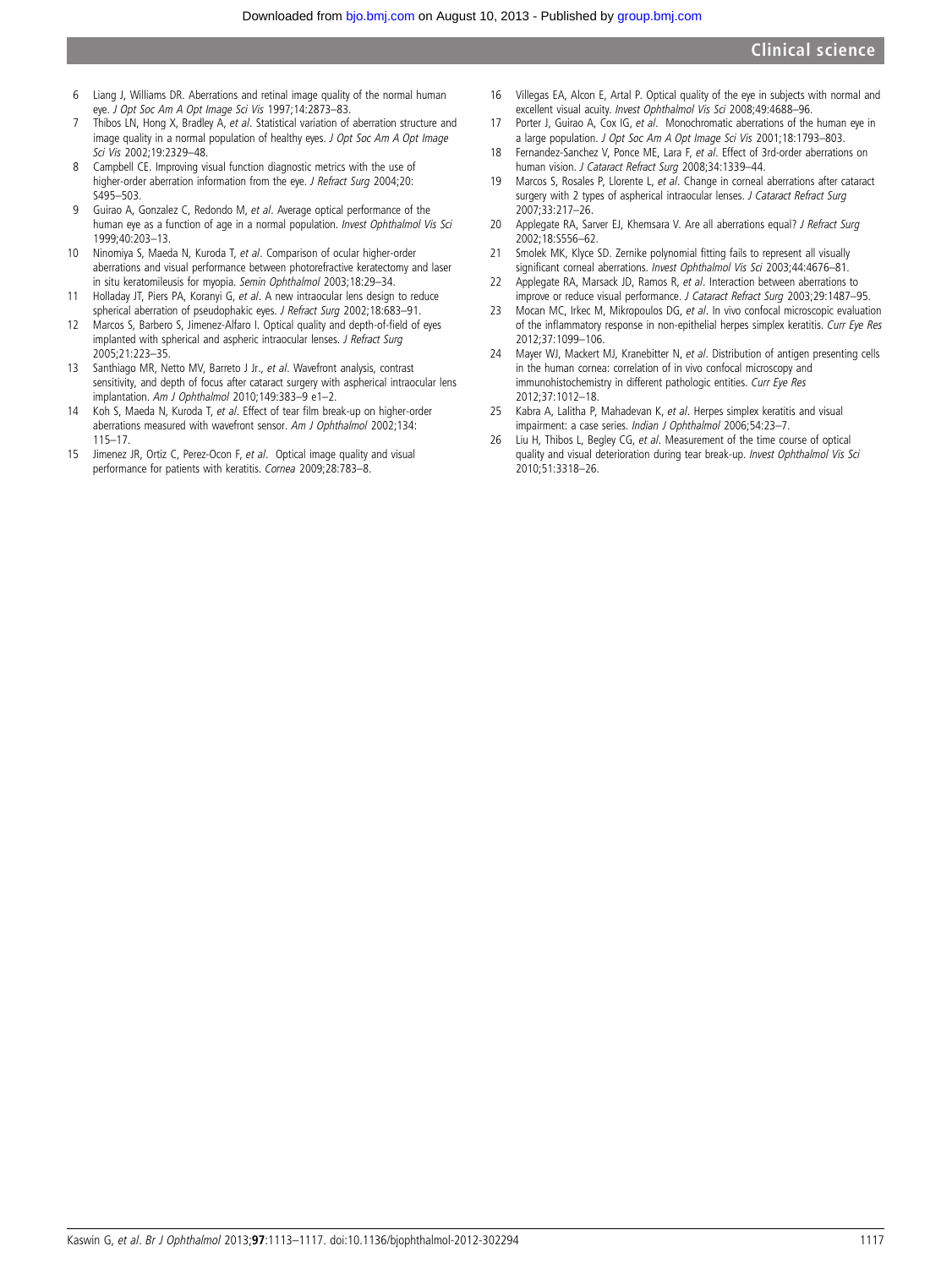6. Liang J, Williams DR. Aberrations and retinal image quality of the normal human eye. *J Opt Soc Am A Opt Image Sci Vis* 1997;14:2873–83.
7. Thibos LN, Hong X, Bradley A, *et al*. Statistical variation of aberration structure and image quality in a normal population of healthy eyes. *J Opt Soc Am A Opt Image Sci Vis* 2002;19:2329–48.
8. Campbell CE. Improving visual function diagnostic metrics with the use of higher-order aberration information from the eye. *J Refract Surg* 2004;20: S495–503.
9. Guirao A, Gonzalez C, Redondo M, *et al*. Average optical performance of the human eye as a function of age in a normal population. *Invest Ophthalmol Vis Sci* 1999;40:203–13.
10. Ninomiya S, Maeda N, Kuroda T, *et al*. Comparison of ocular higher-order aberrations and visual performance between photorefractive keratectomy and laser in situ keratomileusis for myopia. *Semin Ophthalmol* 2003;18:29–34.
11. Holladay JT, Piers PA, Koranyi G, *et al*. A new intraocular lens design to reduce spherical aberration of pseudophakic eyes. *J Refract Surg* 2002;18:683–91.
12. Marcos S, Barbero S, Jimenez-Alfaro I. Optical quality and depth-of-field of eyes implanted with spherical and aspheric intraocular lenses. *J Refract Surg* 2005;21:223–35.
13. Santhiago MR, Netto MV, Barreto J Jr., *et al*. Wavefront analysis, contrast sensitivity, and depth of focus after cataract surgery with aspherical intraocular lens implantation. *Am J Ophthalmol* 2010;149:383–9 e1–2.
14. Koh S, Maeda N, Kuroda T, *et al*. Effect of tear film break-up on higher-order aberrations measured with wavefront sensor. *Am J Ophthalmol* 2002;134: 115–17.
15. Jimenez JR, Ortiz C, Perez-Ocon F, *et al*. Optical image quality and visual performance for patients with keratitis. *Cornea* 2009;28:783–8.
16. Villegas EA, Alcon E, Artal P. Optical quality of the eye in subjects with normal and excellent visual acuity. *Invest Ophthalmol Vis Sci* 2008;49:4688–96.
17. Porter J, Guirao A, Cox IG, *et al*. Monochromatic aberrations of the human eye in a large population. *J Opt Soc Am A Opt Image Sci Vis* 2001;18:1793–803.
18. Fernandez-Sanchez V, Ponce ME, Lara F, *et al*. Effect of 3rd-order aberrations on human vision. *J Cataract Refract Surg* 2008;34:1339–44.
19. Marcos S, Rosales P, Llorente L, *et al*. Change in corneal aberrations after cataract surgery with 2 types of aspherical intraocular lenses. *J Cataract Refract Surg* 2007;33:217–26.
20. Applegate RA, Sarver EJ, Khemsara V. Are all aberrations equal? *J Refract Surg* 2002;18:S556–62.
21. Smolek MK, Klyce SD. Zernike polynomial fitting fails to represent all visually significant corneal aberrations. *Invest Ophthalmol Vis Sci* 2003;44:4676–81.
22. Applegate RA, Marsack JD, Ramos R, *et al*. Interaction between aberrations to improve or reduce visual performance. *J Cataract Refract Surg* 2003;29:1487–95.
23. Mocan MC, Irkec M, Mikropoulos DG, *et al*. In vivo confocal microscopic evaluation of the inflammatory response in non-epithelial herpes simplex keratitis. *Curr Eye Res* 2012;37:1099–106.
24. Mayer WJ, Mackert MJ, Kranebitter N, *et al*. Distribution of antigen presenting cells in the human cornea: correlation of in vivo confocal microscopy and immunohistochemistry in different pathologic entities. *Curr Eye Res* 2012;37:1012–18.
25. Kabra A, Lalitha P, Mahadevan K, *et al*. Herpes simplex keratitis and visual impairment: a case series. *Indian J Ophthalmol* 2006;54:23–7.
26. Liu H, Thibos L, Begley CG, *et al*. Measurement of the time course of optical quality and visual deterioration during tear break-up. *Invest Ophthalmol Vis Sci* 2010;51:3318–26.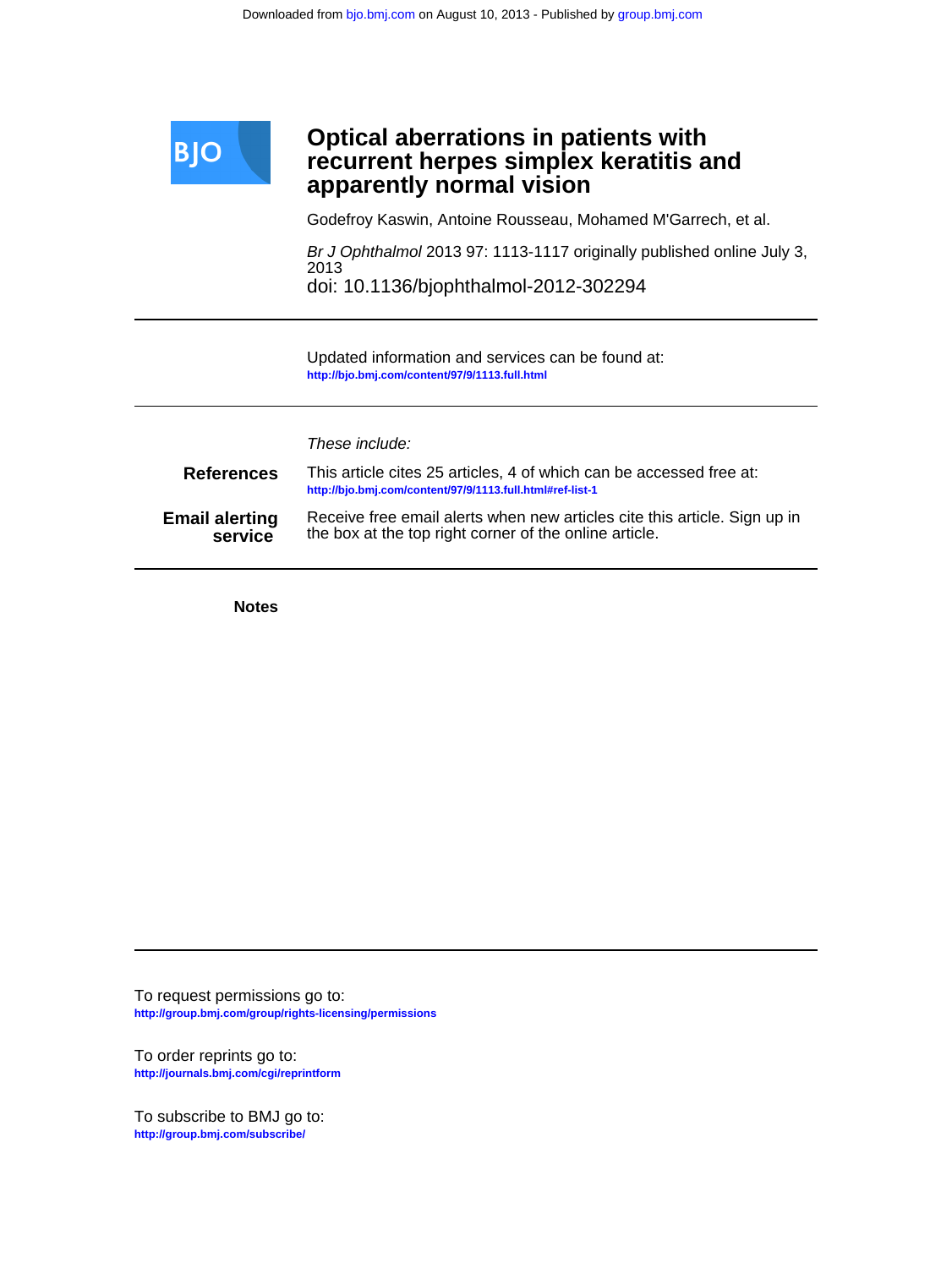Downloaded from bjo.bmj.com on August 10, 2013 - Published by group.bmj.com

BJO

# Optical aberrations in patients with recurrent herpes simplex keratitis and apparently normal vision

Godefroy Kaswin, Antoine Rousseau, Mohamed M'Garrech, et al.

*Br J Ophthalmol* 2013 97: 1113-1117 originally published online July 3, 2013
doi: 10.1136/bjophthalmol-2012-302294

---

Updated information and services can be found at:
http://bjo.bmj.com/content/97/9/1113.full.html

---

*These include:*

**References** This article cites 25 articles, 4 of which can be accessed free at:
http://bjo.bmj.com/content/97/9/1113.full.html#ref-list-1

**Email alerting service** Receive free email alerts when new articles cite this article. Sign up in the box at the top right corner of the online article.

---

**Notes**

---

To request permissions go to:
http://group.bmj.com/group/rights-licensing/permissions

To order reprints go to:
http://journals.bmj.com/cgi/reprintform

To subscribe to BMJ go to:
http://group.bmj.com/subscribe/